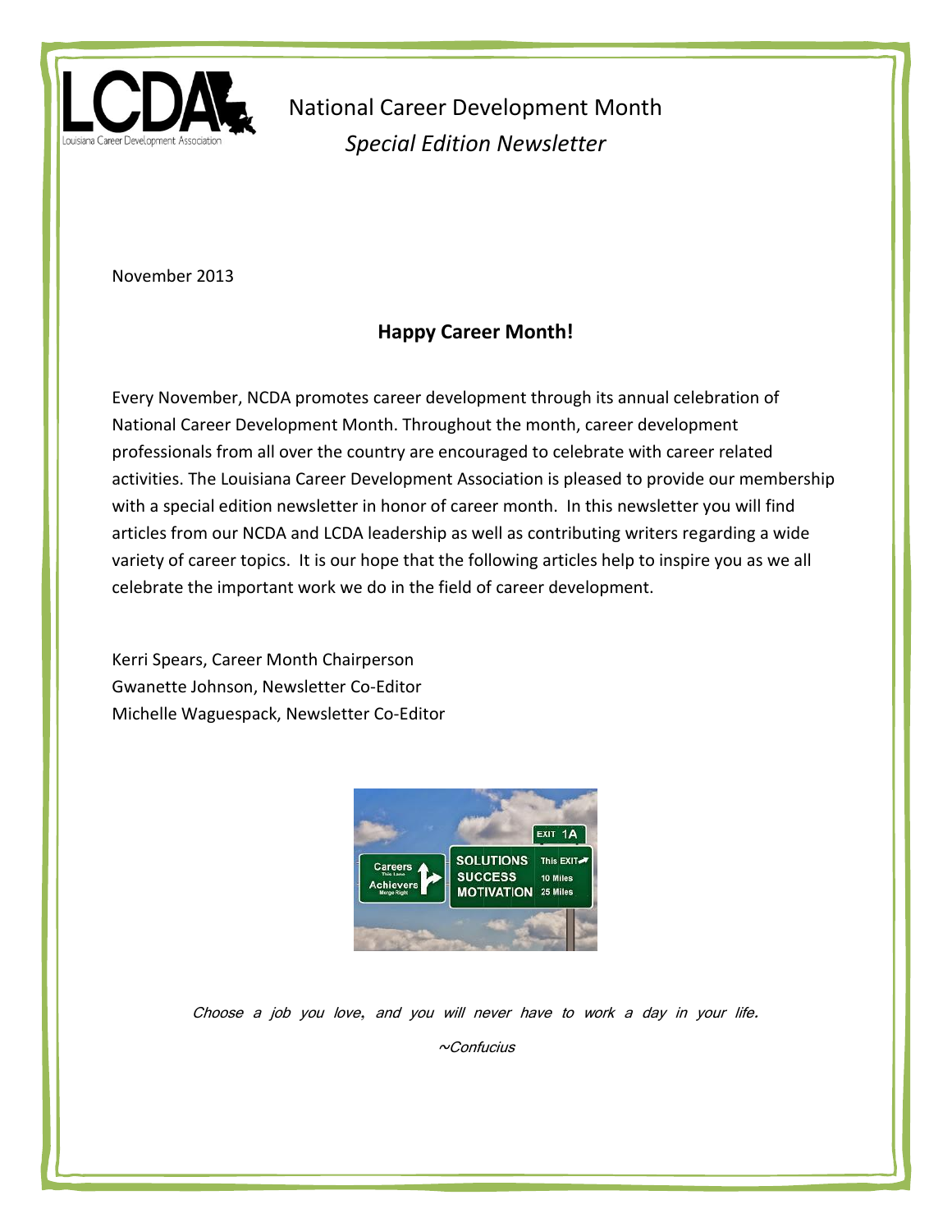LCDA – Louisiana Career Development Association

# National Career Development Month

*Special Edition Newsletter*

November 2013

## Happy Career Month!

Every November, NCDA promotes career development through its annual celebration of National Career Development Month. Throughout the month, career development professionals from all over the country are encouraged to celebrate with career related activities. The Louisiana Career Development Association is pleased to provide our membership with a special edition newsletter in honor of career month. In this newsletter you will find articles from our NCDA and LCDA leadership as well as contributing writers regarding a wide variety of career topics. It is our hope that the following articles help to inspire you as we all celebrate the important work we do in the field of career development.

Kerri Spears, Career Month Chairperson
Gwanette Johnson, Newsletter Co-Editor
Michelle Waguespack, Newsletter Co-Editor

*Choose a job you love, and you will never have to work a day in your life.*

*~Confucius*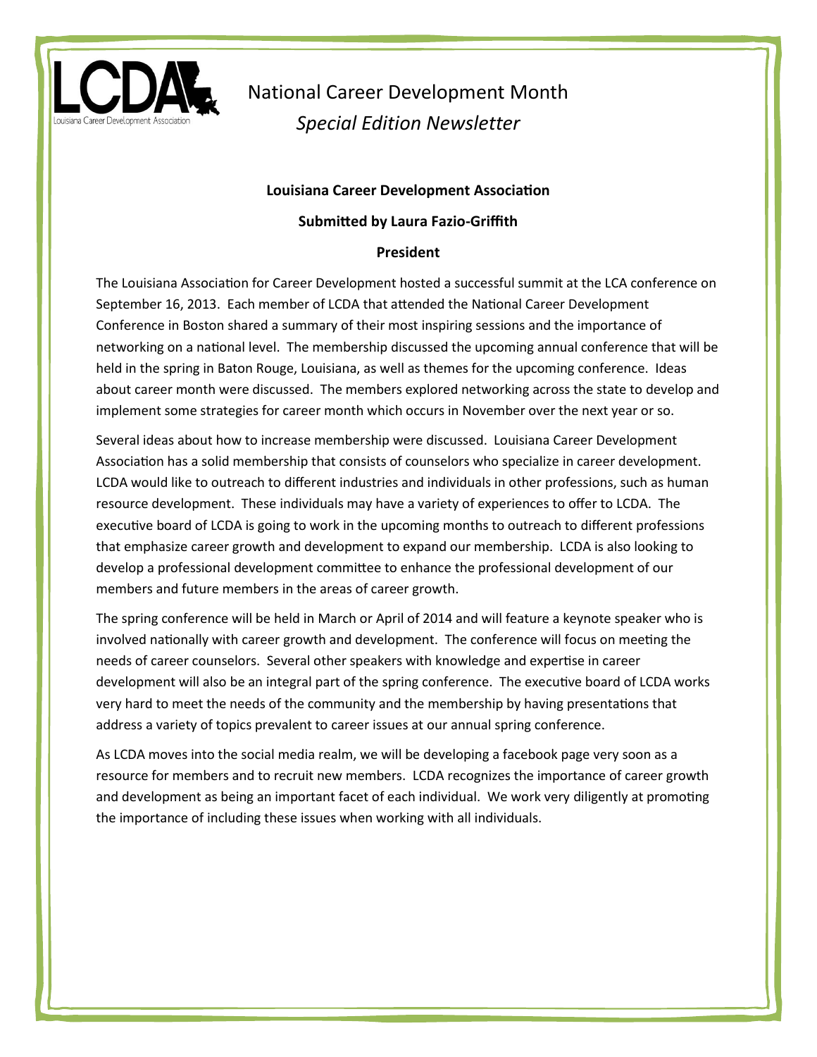# National Career Development Month

*Special Edition Newsletter*

**Louisiana Career Development Association**

**Submitted by Laura Fazio-Griffith**

**President**

The Louisiana Association for Career Development hosted a successful summit at the LCA conference on September 16, 2013. Each member of LCDA that attended the National Career Development Conference in Boston shared a summary of their most inspiring sessions and the importance of networking on a national level. The membership discussed the upcoming annual conference that will be held in the spring in Baton Rouge, Louisiana, as well as themes for the upcoming conference. Ideas about career month were discussed. The members explored networking across the state to develop and implement some strategies for career month which occurs in November over the next year or so.

Several ideas about how to increase membership were discussed. Louisiana Career Development Association has a solid membership that consists of counselors who specialize in career development. LCDA would like to outreach to different industries and individuals in other professions, such as human resource development. These individuals may have a variety of experiences to offer to LCDA. The executive board of LCDA is going to work in the upcoming months to outreach to different professions that emphasize career growth and development to expand our membership. LCDA is also looking to develop a professional development committee to enhance the professional development of our members and future members in the areas of career growth.

The spring conference will be held in March or April of 2014 and will feature a keynote speaker who is involved nationally with career growth and development. The conference will focus on meeting the needs of career counselors. Several other speakers with knowledge and expertise in career development will also be an integral part of the spring conference. The executive board of LCDA works very hard to meet the needs of the community and the membership by having presentations that address a variety of topics prevalent to career issues at our annual spring conference.

As LCDA moves into the social media realm, we will be developing a facebook page very soon as a resource for members and to recruit new members. LCDA recognizes the importance of career growth and development as being an important facet of each individual. We work very diligently at promoting the importance of including these issues when working with all individuals.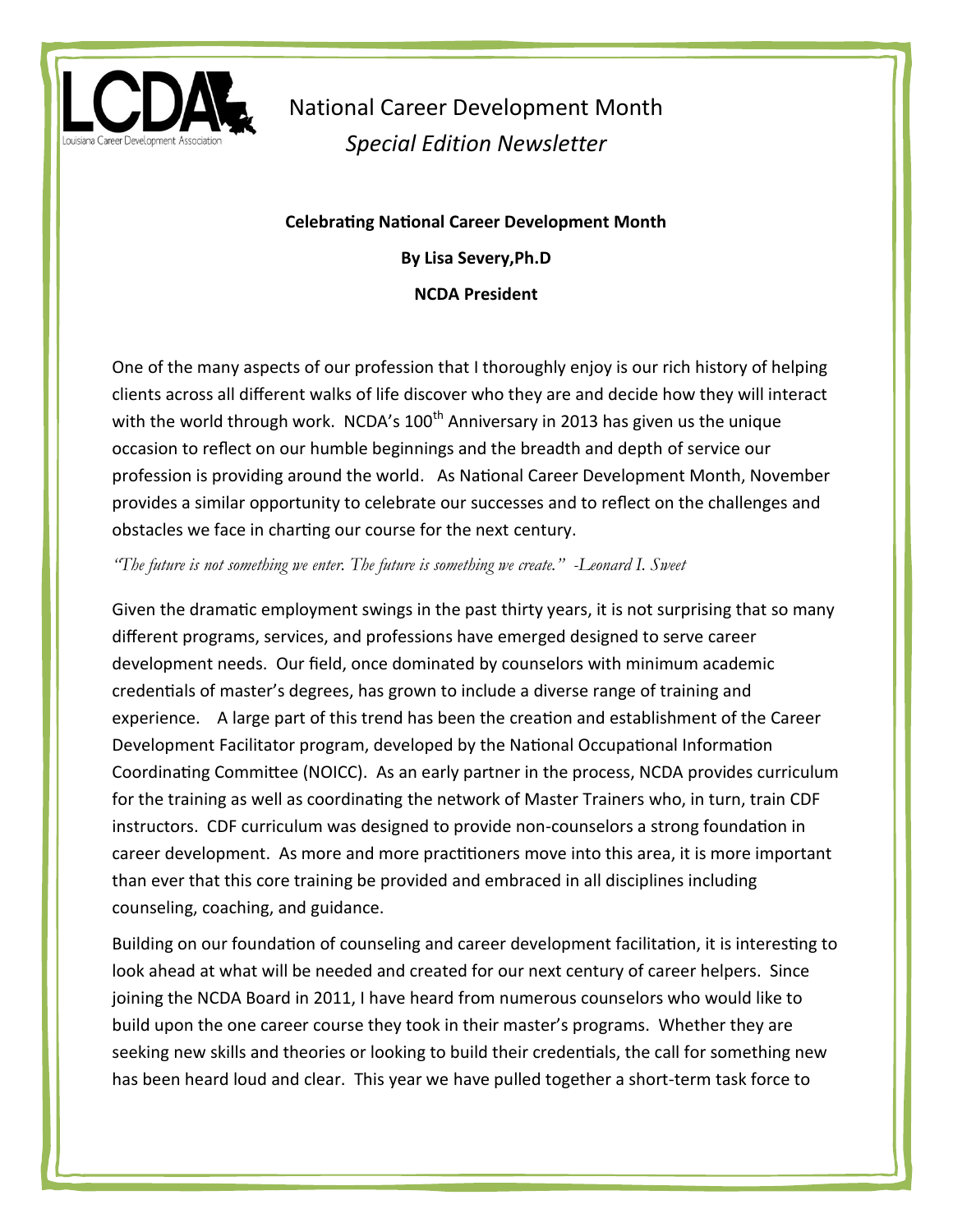National Career Development Month

*Special Edition Newsletter*

**Celebrating National Career Development Month**

**By Lisa Severy,Ph.D**

**NCDA President**

One of the many aspects of our profession that I thoroughly enjoy is our rich history of helping clients across all different walks of life discover who they are and decide how they will interact with the world through work. NCDA's 100th Anniversary in 2013 has given us the unique occasion to reflect on our humble beginnings and the breadth and depth of service our profession is providing around the world. As National Career Development Month, November provides a similar opportunity to celebrate our successes and to reflect on the challenges and obstacles we face in charting our course for the next century.

*"The future is not something we enter. The future is something we create." -Leonard I. Sweet*

Given the dramatic employment swings in the past thirty years, it is not surprising that so many different programs, services, and professions have emerged designed to serve career development needs. Our field, once dominated by counselors with minimum academic credentials of master's degrees, has grown to include a diverse range of training and experience. A large part of this trend has been the creation and establishment of the Career Development Facilitator program, developed by the National Occupational Information Coordinating Committee (NOICC). As an early partner in the process, NCDA provides curriculum for the training as well as coordinating the network of Master Trainers who, in turn, train CDF instructors. CDF curriculum was designed to provide non-counselors a strong foundation in career development. As more and more practitioners move into this area, it is more important than ever that this core training be provided and embraced in all disciplines including counseling, coaching, and guidance.

Building on our foundation of counseling and career development facilitation, it is interesting to look ahead at what will be needed and created for our next century of career helpers. Since joining the NCDA Board in 2011, I have heard from numerous counselors who would like to build upon the one career course they took in their master's programs. Whether they are seeking new skills and theories or looking to build their credentials, the call for something new has been heard loud and clear. This year we have pulled together a short-term task force to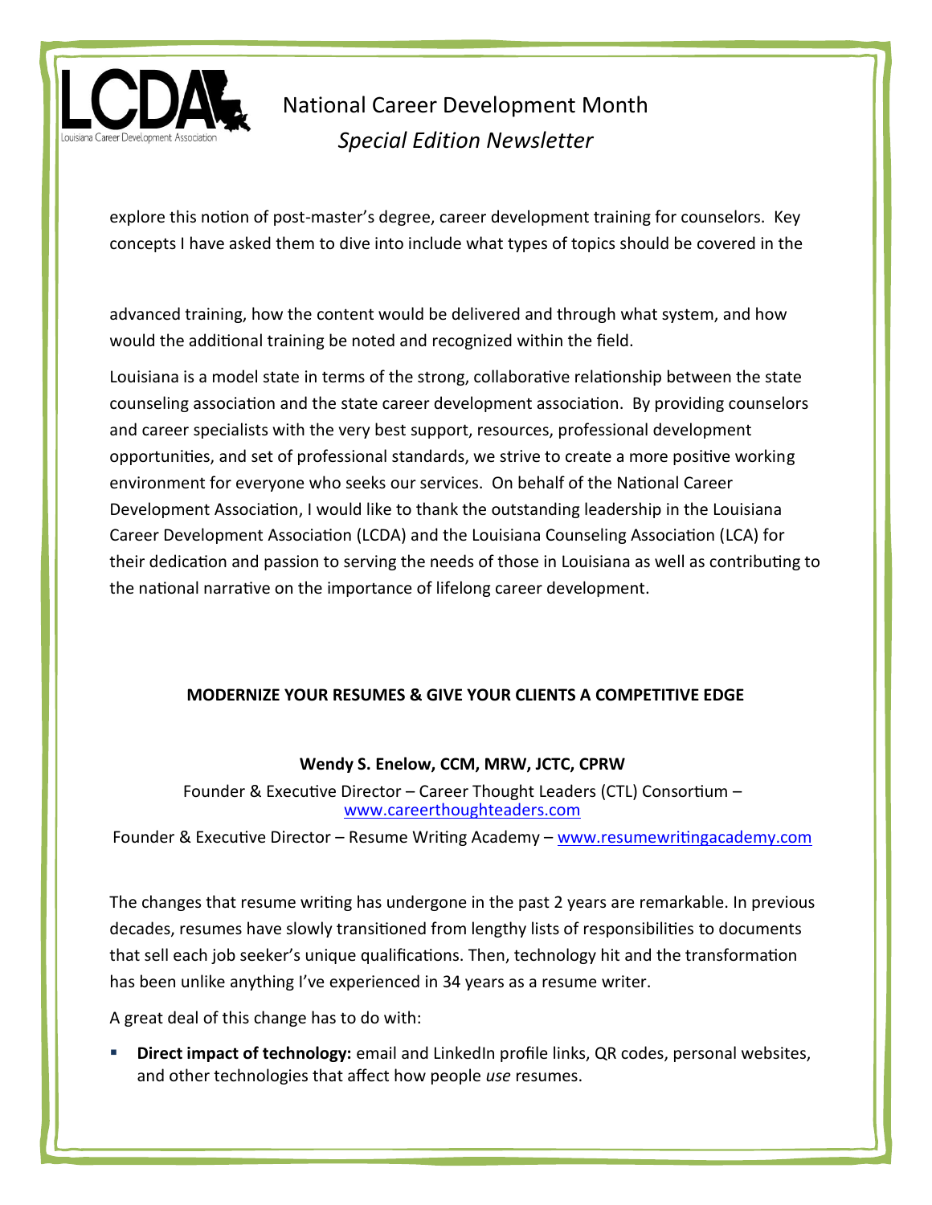explore this notion of post-master's degree, career development training for counselors. Key concepts I have asked them to dive into include what types of topics should be covered in the advanced training, how the content would be delivered and through what system, and how would the additional training be noted and recognized within the field.

Louisiana is a model state in terms of the strong, collaborative relationship between the state counseling association and the state career development association. By providing counselors and career specialists with the very best support, resources, professional development opportunities, and set of professional standards, we strive to create a more positive working environment for everyone who seeks our services. On behalf of the National Career Development Association, I would like to thank the outstanding leadership in the Louisiana Career Development Association (LCDA) and the Louisiana Counseling Association (LCA) for their dedication and passion to serving the needs of those in Louisiana as well as contributing to the national narrative on the importance of lifelong career development.

## MODERNIZE YOUR RESUMES & GIVE YOUR CLIENTS A COMPETITIVE EDGE

**Wendy S. Enelow, CCM, MRW, JCTC, CPRW**

Founder & Executive Director – Career Thought Leaders (CTL) Consortium – [www.careerthoughteaders.com](www.careerthoughteaders.com)

Founder & Executive Director – Resume Writing Academy – [www.resumewritingacademy.com](www.resumewritingacademy.com)

The changes that resume writing has undergone in the past 2 years are remarkable. In previous decades, resumes have slowly transitioned from lengthy lists of responsibilities to documents that sell each job seeker's unique qualifications. Then, technology hit and the transformation has been unlike anything I've experienced in 34 years as a resume writer.

A great deal of this change has to do with:

- **Direct impact of technology:** email and LinkedIn profile links, QR codes, personal websites, and other technologies that affect how people *use* resumes.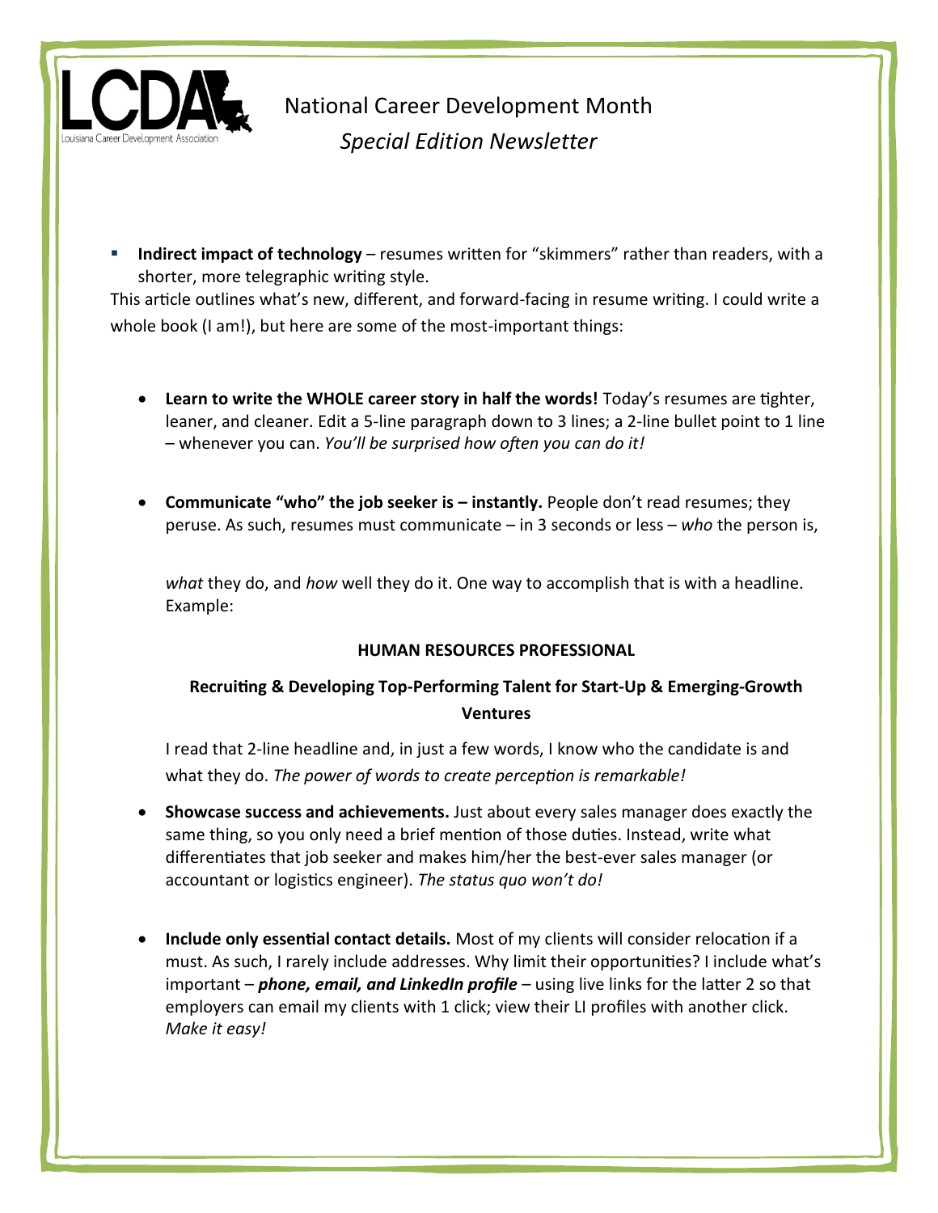- **Indirect impact of technology** – resumes written for "skimmers" rather than readers, with a shorter, more telegraphic writing style.

This article outlines what's new, different, and forward-facing in resume writing. I could write a whole book (I am!), but here are some of the most-important things:

- **Learn to write the WHOLE career story in half the words!** Today's resumes are tighter, leaner, and cleaner. Edit a 5-line paragraph down to 3 lines; a 2-line bullet point to 1 line – whenever you can. *You'll be surprised how often you can do it!*

- **Communicate "who" the job seeker is – instantly.** People don't read resumes; they peruse. As such, resumes must communicate – in 3 seconds or less – *who* the person is, *what* they do, and *how* well they do it. One way to accomplish that is with a headline. Example:

  **HUMAN RESOURCES PROFESSIONAL**

  **Recruiting & Developing Top-Performing Talent for Start-Up & Emerging-Growth Ventures**

  I read that 2-line headline and, in just a few words, I know who the candidate is and what they do. *The power of words to create perception is remarkable!*

- **Showcase success and achievements.** Just about every sales manager does exactly the same thing, so you only need a brief mention of those duties. Instead, write what differentiates that job seeker and makes him/her the best-ever sales manager (or accountant or logistics engineer). *The status quo won't do!*

- **Include only essential contact details.** Most of my clients will consider relocation if a must. As such, I rarely include addresses. Why limit their opportunities? I include what's important – ***phone, email, and LinkedIn profile*** – using live links for the latter 2 so that employers can email my clients with 1 click; view their LI profiles with another click. *Make it easy!*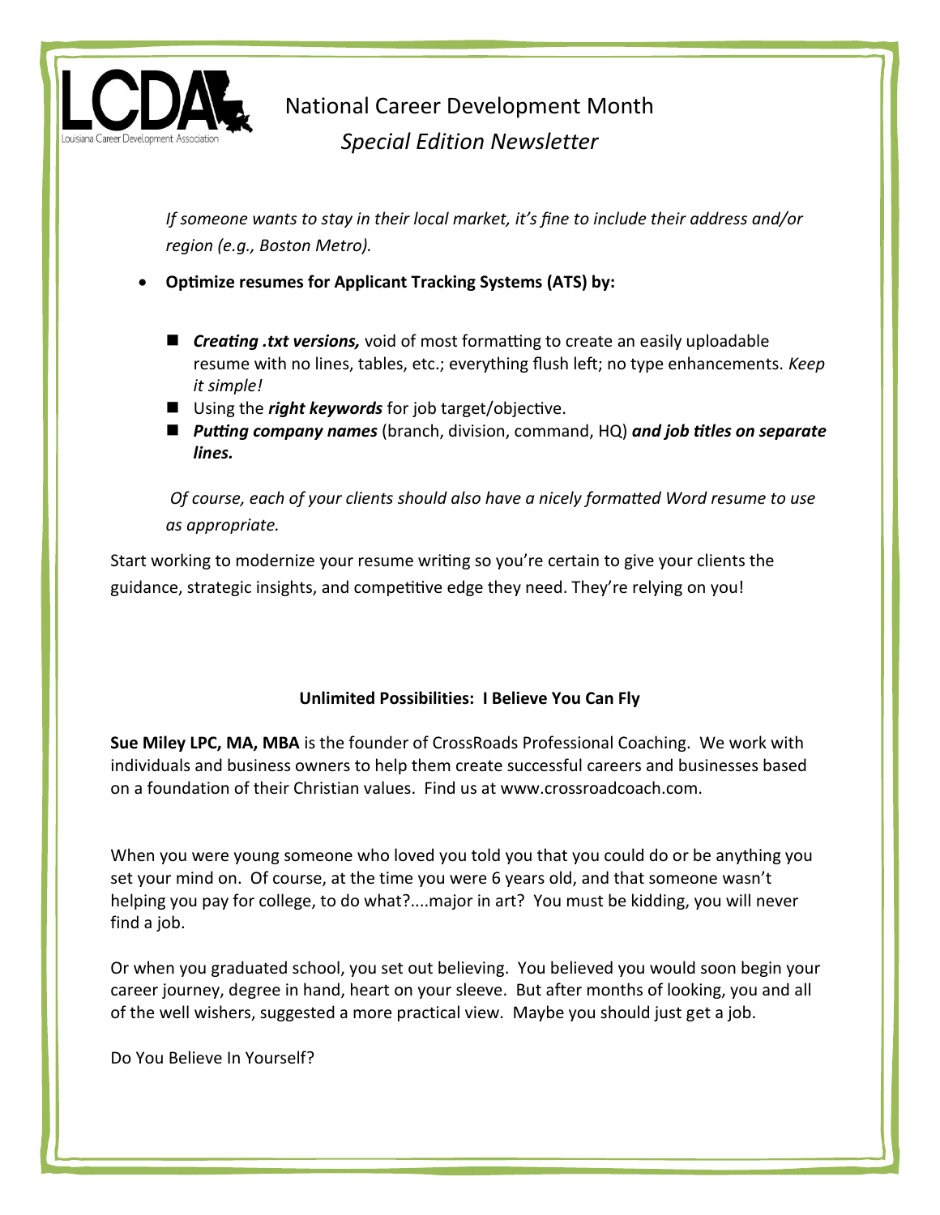*If someone wants to stay in their local market, it's fine to include their address and/or region (e.g., Boston Metro).*

- **Optimize resumes for Applicant Tracking Systems (ATS) by:**
  - ***Creating .txt versions,*** void of most formatting to create an easily uploadable resume with no lines, tables, etc.; everything flush left; no type enhancements. *Keep it simple!*
  - Using the ***right keywords*** for job target/objective.
  - ***Putting company names*** (branch, division, command, HQ) ***and job titles on separate lines.***

*Of course, each of your clients should also have a nicely formatted Word resume to use as appropriate.*

Start working to modernize your resume writing so you're certain to give your clients the guidance, strategic insights, and competitive edge they need. They're relying on you!

## Unlimited Possibilities: I Believe You Can Fly

**Sue Miley LPC, MA, MBA** is the founder of CrossRoads Professional Coaching. We work with individuals and business owners to help them create successful careers and businesses based on a foundation of their Christian values. Find us at www.crossroadcoach.com.

When you were young someone who loved you told you that you could do or be anything you set your mind on. Of course, at the time you were 6 years old, and that someone wasn't helping you pay for college, to do what?....major in art? You must be kidding, you will never find a job.

Or when you graduated school, you set out believing. You believed you would soon begin your career journey, degree in hand, heart on your sleeve. But after months of looking, you and all of the well wishers, suggested a more practical view. Maybe you should just get a job.

Do You Believe In Yourself?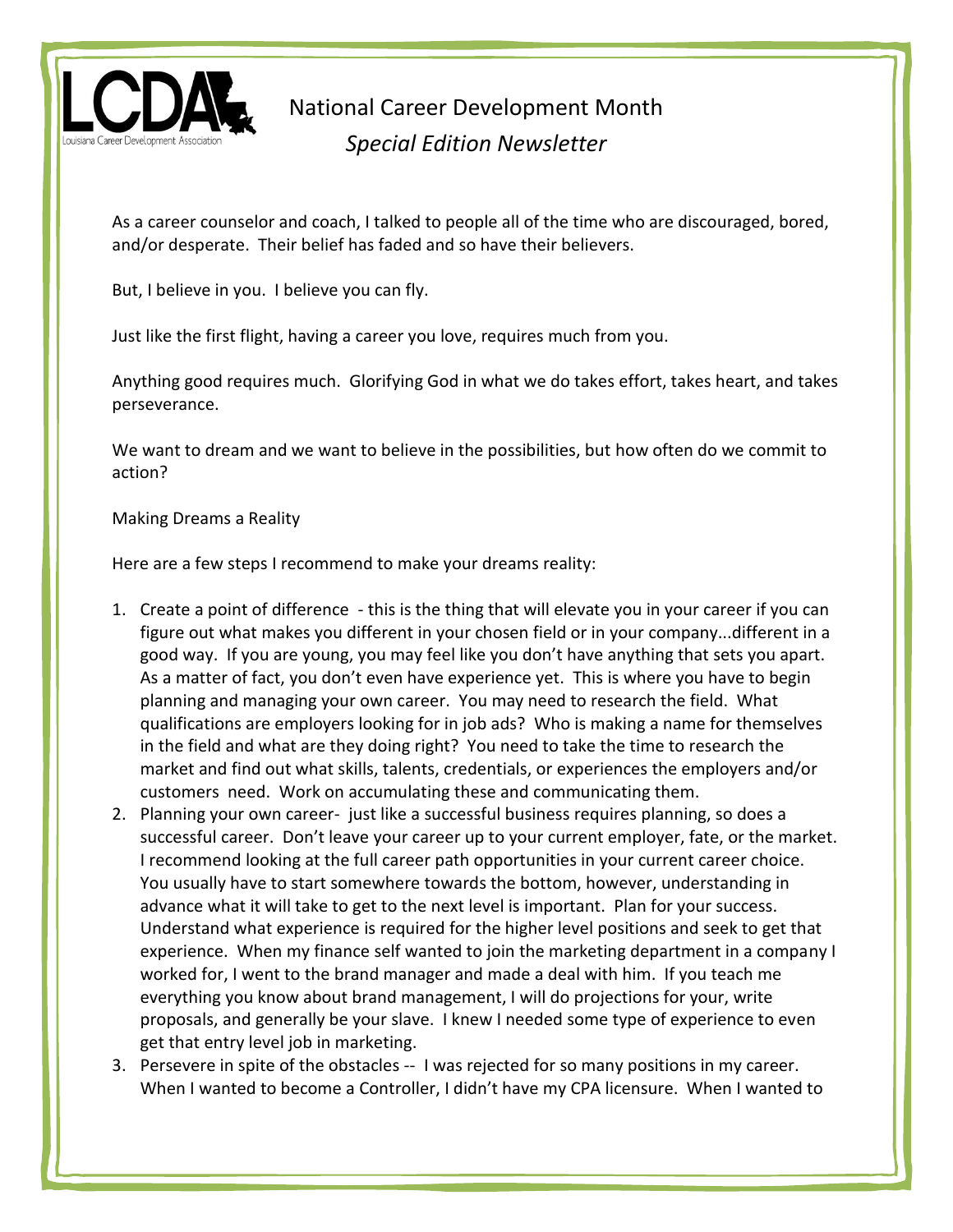National Career Development Month

*Special Edition Newsletter*

As a career counselor and coach, I talked to people all of the time who are discouraged, bored, and/or desperate. Their belief has faded and so have their believers.

But, I believe in you. I believe you can fly.

Just like the first flight, having a career you love, requires much from you.

Anything good requires much. Glorifying God in what we do takes effort, takes heart, and takes perseverance.

We want to dream and we want to believe in the possibilities, but how often do we commit to action?

Making Dreams a Reality

Here are a few steps I recommend to make your dreams reality:

1. Create a point of difference - this is the thing that will elevate you in your career if you can figure out what makes you different in your chosen field or in your company...different in a good way. If you are young, you may feel like you don't have anything that sets you apart. As a matter of fact, you don't even have experience yet. This is where you have to begin planning and managing your own career. You may need to research the field. What qualifications are employers looking for in job ads? Who is making a name for themselves in the field and what are they doing right? You need to take the time to research the market and find out what skills, talents, credentials, or experiences the employers and/or customers need. Work on accumulating these and communicating them.
2. Planning your own career- just like a successful business requires planning, so does a successful career. Don't leave your career up to your current employer, fate, or the market. I recommend looking at the full career path opportunities in your current career choice. You usually have to start somewhere towards the bottom, however, understanding in advance what it will take to get to the next level is important. Plan for your success. Understand what experience is required for the higher level positions and seek to get that experience. When my finance self wanted to join the marketing department in a company I worked for, I went to the brand manager and made a deal with him. If you teach me everything you know about brand management, I will do projections for your, write proposals, and generally be your slave. I knew I needed some type of experience to even get that entry level job in marketing.
3. Persevere in spite of the obstacles -- I was rejected for so many positions in my career. When I wanted to become a Controller, I didn't have my CPA licensure. When I wanted to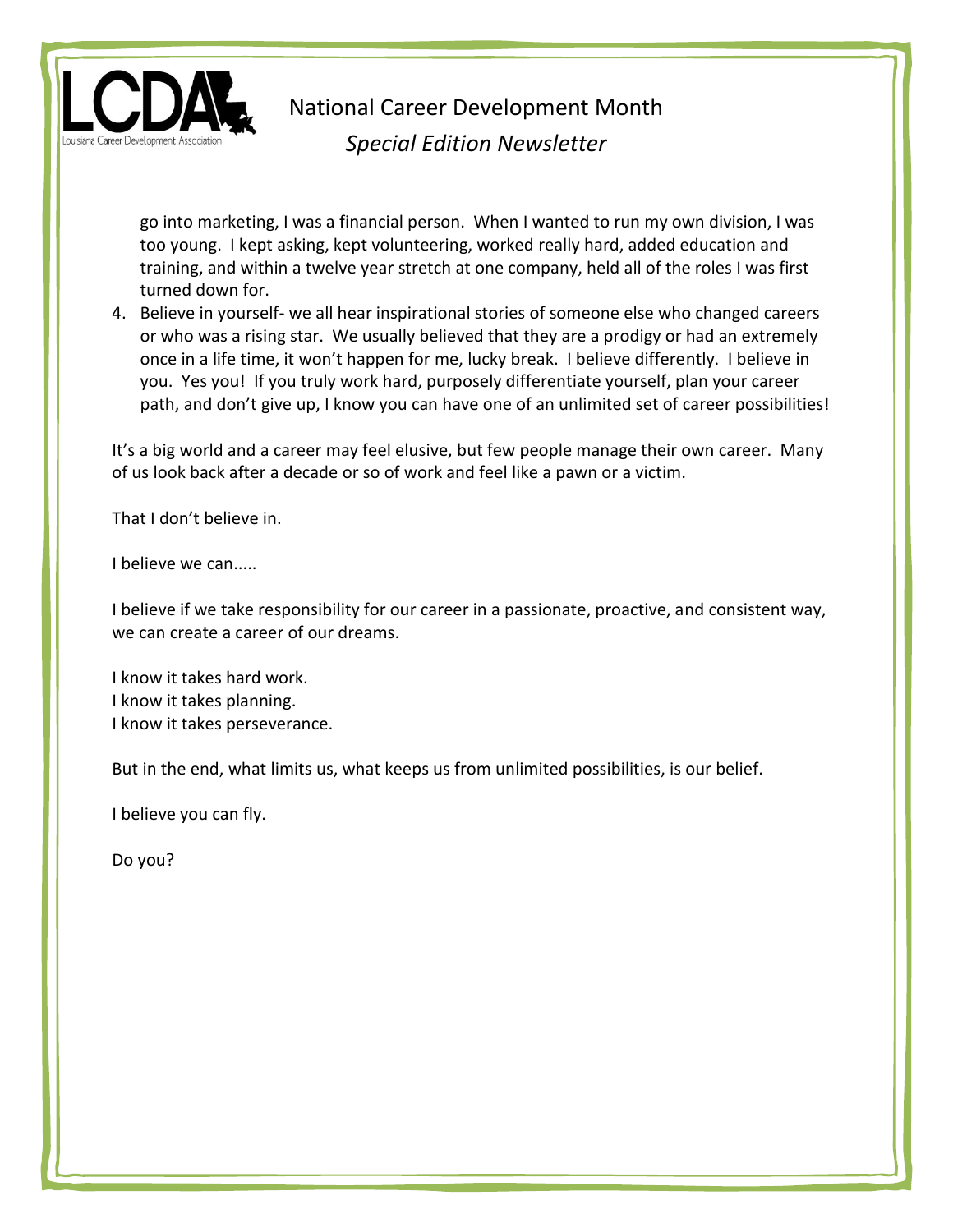go into marketing, I was a financial person. When I wanted to run my own division, I was too young. I kept asking, kept volunteering, worked really hard, added education and training, and within a twelve year stretch at one company, held all of the roles I was first turned down for.

4. Believe in yourself- we all hear inspirational stories of someone else who changed careers or who was a rising star. We usually believed that they are a prodigy or had an extremely once in a life time, it won't happen for me, lucky break. I believe differently. I believe in you. Yes you! If you truly work hard, purposely differentiate yourself, plan your career path, and don't give up, I know you can have one of an unlimited set of career possibilities!

It's a big world and a career may feel elusive, but few people manage their own career. Many of us look back after a decade or so of work and feel like a pawn or a victim.

That I don't believe in.

I believe we can.....

I believe if we take responsibility for our career in a passionate, proactive, and consistent way, we can create a career of our dreams.

I know it takes hard work.
I know it takes planning.
I know it takes perseverance.

But in the end, what limits us, what keeps us from unlimited possibilities, is our belief.

I believe you can fly.

Do you?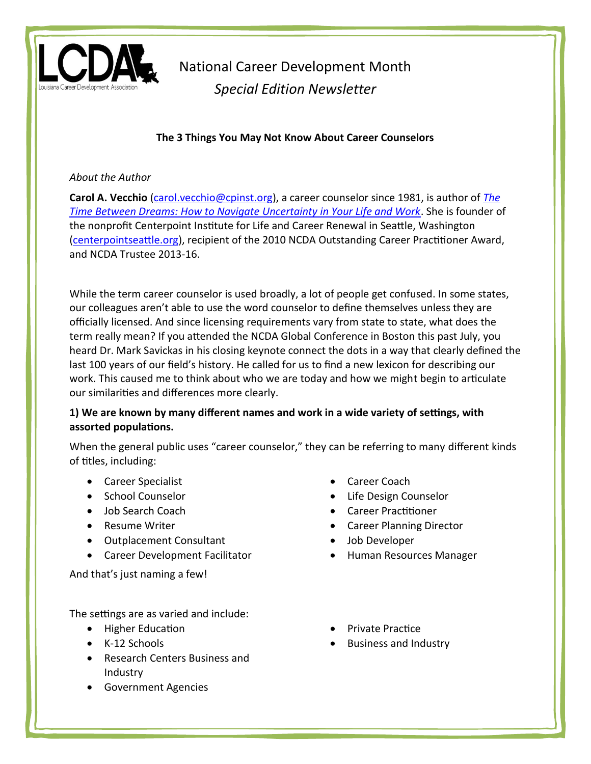LCDA
Louisiana Career Development Association

# National Career Development Month

*Special Edition Newsletter*

## The 3 Things You May Not Know About Career Counselors

*About the Author*

**Carol A. Vecchio** (carol.vecchio@cpinst.org), a career counselor since 1981, is author of *The Time Between Dreams: How to Navigate Uncertainty in Your Life and Work*. She is founder of the nonprofit Centerpoint Institute for Life and Career Renewal in Seattle, Washington (centerpointseattle.org), recipient of the 2010 NCDA Outstanding Career Practitioner Award, and NCDA Trustee 2013-16.

While the term career counselor is used broadly, a lot of people get confused. In some states, our colleagues aren't able to use the word counselor to define themselves unless they are officially licensed. And since licensing requirements vary from state to state, what does the term really mean? If you attended the NCDA Global Conference in Boston this past July, you heard Dr. Mark Savickas in his closing keynote connect the dots in a way that clearly defined the last 100 years of our field's history. He called for us to find a new lexicon for describing our work. This caused me to think about who we are today and how we might begin to articulate our similarities and differences more clearly.

**1) We are known by many different names and work in a wide variety of settings, with assorted populations.**

When the general public uses "career counselor," they can be referring to many different kinds of titles, including:

- Career Specialist
- School Counselor
- Job Search Coach
- Resume Writer
- Outplacement Consultant
- Career Development Facilitator
- Career Coach
- Life Design Counselor
- Career Practitioner
- Career Planning Director
- Job Developer
- Human Resources Manager

And that's just naming a few!

The settings are as varied and include:

- Higher Education
- K-12 Schools
- Research Centers Business and Industry
- Government Agencies
- Private Practice
- Business and Industry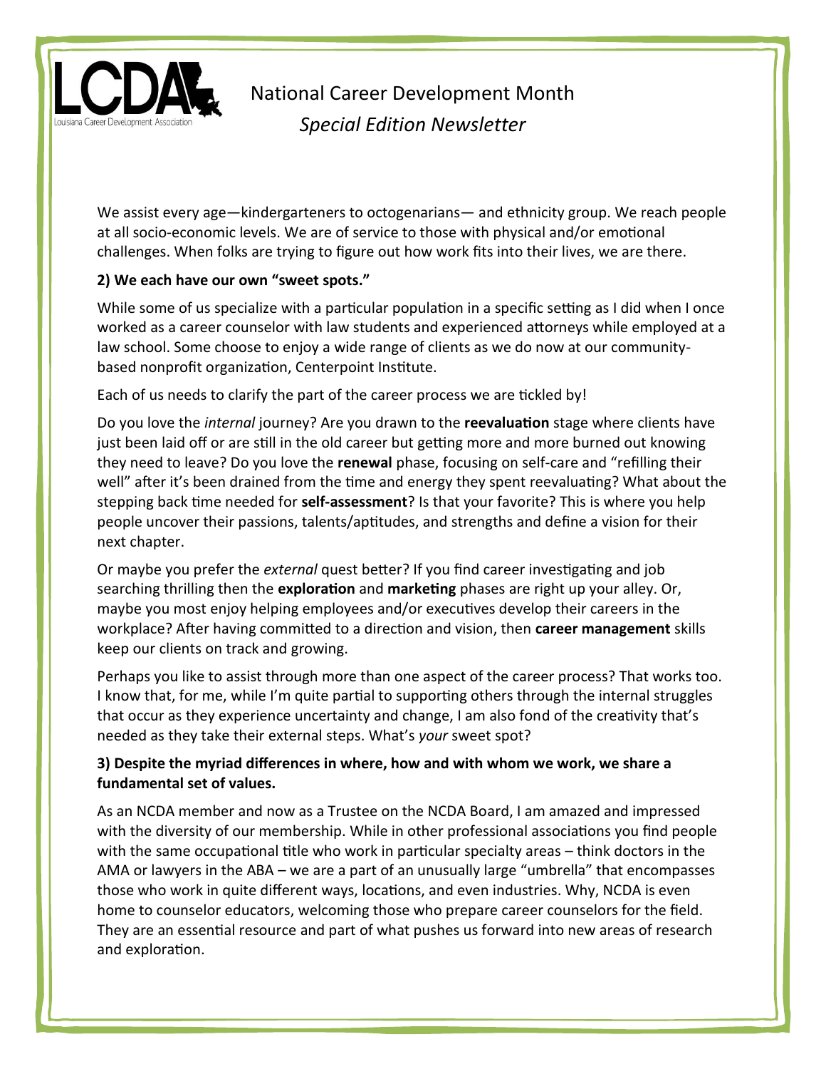National Career Development Month

*Special Edition Newsletter*

We assist every age—kindergarteners to octogenarians— and ethnicity group. We reach people at all socio-economic levels. We are of service to those with physical and/or emotional challenges. When folks are trying to figure out how work fits into their lives, we are there.

**2) We each have our own "sweet spots."**

While some of us specialize with a particular population in a specific setting as I did when I once worked as a career counselor with law students and experienced attorneys while employed at a law school. Some choose to enjoy a wide range of clients as we do now at our community-based nonprofit organization, Centerpoint Institute.

Each of us needs to clarify the part of the career process we are tickled by!

Do you love the *internal* journey? Are you drawn to the **reevaluation** stage where clients have just been laid off or are still in the old career but getting more and more burned out knowing they need to leave? Do you love the **renewal** phase, focusing on self-care and "refilling their well" after it's been drained from the time and energy they spent reevaluating? What about the stepping back time needed for **self-assessment**? Is that your favorite? This is where you help people uncover their passions, talents/aptitudes, and strengths and define a vision for their next chapter.

Or maybe you prefer the *external* quest better? If you find career investigating and job searching thrilling then the **exploration** and **marketing** phases are right up your alley. Or, maybe you most enjoy helping employees and/or executives develop their careers in the workplace? After having committed to a direction and vision, then **career management** skills keep our clients on track and growing.

Perhaps you like to assist through more than one aspect of the career process? That works too. I know that, for me, while I'm quite partial to supporting others through the internal struggles that occur as they experience uncertainty and change, I am also fond of the creativity that's needed as they take their external steps. What's *your* sweet spot?

**3) Despite the myriad differences in where, how and with whom we work, we share a fundamental set of values.**

As an NCDA member and now as a Trustee on the NCDA Board, I am amazed and impressed with the diversity of our membership. While in other professional associations you find people with the same occupational title who work in particular specialty areas – think doctors in the AMA or lawyers in the ABA – we are a part of an unusually large "umbrella" that encompasses those who work in quite different ways, locations, and even industries. Why, NCDA is even home to counselor educators, welcoming those who prepare career counselors for the field. They are an essential resource and part of what pushes us forward into new areas of research and exploration.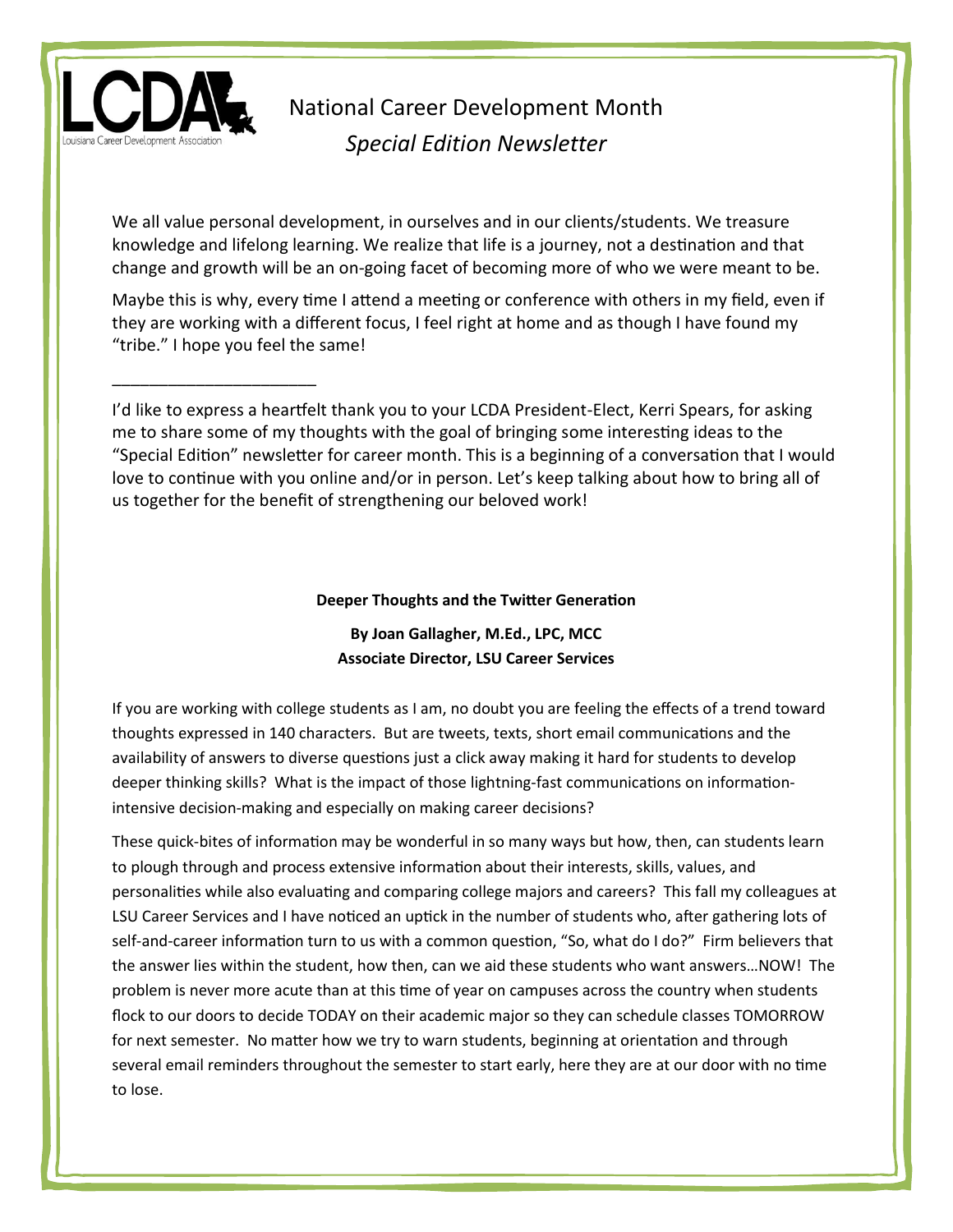# National Career Development Month

## *Special Edition Newsletter*

We all value personal development, in ourselves and in our clients/students. We treasure knowledge and lifelong learning. We realize that life is a journey, not a destination and that change and growth will be an on-going facet of becoming more of who we were meant to be.

Maybe this is why, every time I attend a meeting or conference with others in my field, even if they are working with a different focus, I feel right at home and as though I have found my "tribe." I hope you feel the same!

______________________

I'd like to express a heartfelt thank you to your LCDA President-Elect, Kerri Spears, for asking me to share some of my thoughts with the goal of bringing some interesting ideas to the "Special Edition" newsletter for career month. This is a beginning of a conversation that I would love to continue with you online and/or in person. Let's keep talking about how to bring all of us together for the benefit of strengthening our beloved work!

### Deeper Thoughts and the Twitter Generation

**By Joan Gallagher, M.Ed., LPC, MCC**
**Associate Director, LSU Career Services**

If you are working with college students as I am, no doubt you are feeling the effects of a trend toward thoughts expressed in 140 characters. But are tweets, texts, short email communications and the availability of answers to diverse questions just a click away making it hard for students to develop deeper thinking skills? What is the impact of those lightning-fast communications on information-intensive decision-making and especially on making career decisions?

These quick-bites of information may be wonderful in so many ways but how, then, can students learn to plough through and process extensive information about their interests, skills, values, and personalities while also evaluating and comparing college majors and careers? This fall my colleagues at LSU Career Services and I have noticed an uptick in the number of students who, after gathering lots of self-and-career information turn to us with a common question, "So, what do I do?" Firm believers that the answer lies within the student, how then, can we aid these students who want answers…NOW! The problem is never more acute than at this time of year on campuses across the country when students flock to our doors to decide TODAY on their academic major so they can schedule classes TOMORROW for next semester. No matter how we try to warn students, beginning at orientation and through several email reminders throughout the semester to start early, here they are at our door with no time to lose.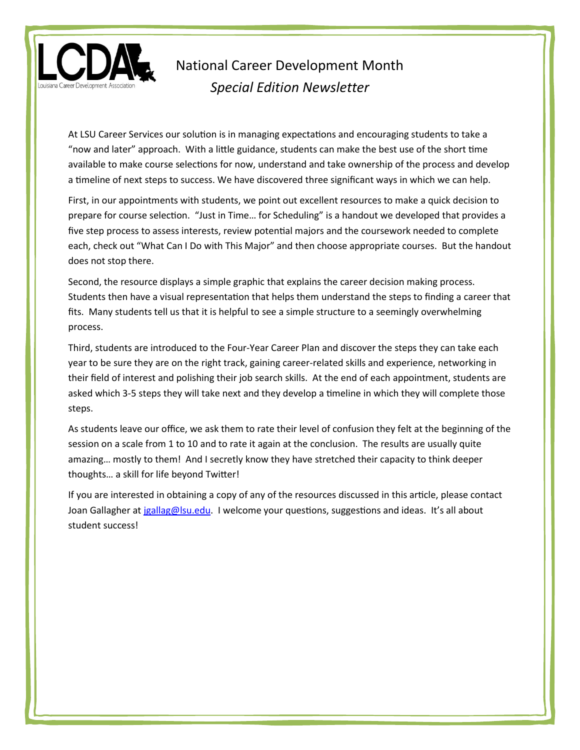National Career Development Month

*Special Edition Newsletter*

At LSU Career Services our solution is in managing expectations and encouraging students to take a "now and later" approach. With a little guidance, students can make the best use of the short time available to make course selections for now, understand and take ownership of the process and develop a timeline of next steps to success. We have discovered three significant ways in which we can help.

First, in our appointments with students, we point out excellent resources to make a quick decision to prepare for course selection. "Just in Time… for Scheduling" is a handout we developed that provides a five step process to assess interests, review potential majors and the coursework needed to complete each, check out "What Can I Do with This Major" and then choose appropriate courses. But the handout does not stop there.

Second, the resource displays a simple graphic that explains the career decision making process. Students then have a visual representation that helps them understand the steps to finding a career that fits. Many students tell us that it is helpful to see a simple structure to a seemingly overwhelming process.

Third, students are introduced to the Four-Year Career Plan and discover the steps they can take each year to be sure they are on the right track, gaining career-related skills and experience, networking in their field of interest and polishing their job search skills. At the end of each appointment, students are asked which 3-5 steps they will take next and they develop a timeline in which they will complete those steps.

As students leave our office, we ask them to rate their level of confusion they felt at the beginning of the session on a scale from 1 to 10 and to rate it again at the conclusion. The results are usually quite amazing… mostly to them! And I secretly know they have stretched their capacity to think deeper thoughts… a skill for life beyond Twitter!

If you are interested in obtaining a copy of any of the resources discussed in this article, please contact Joan Gallagher at [jgallag@lsu.edu](mailto:jgallag@lsu.edu). I welcome your questions, suggestions and ideas. It's all about student success!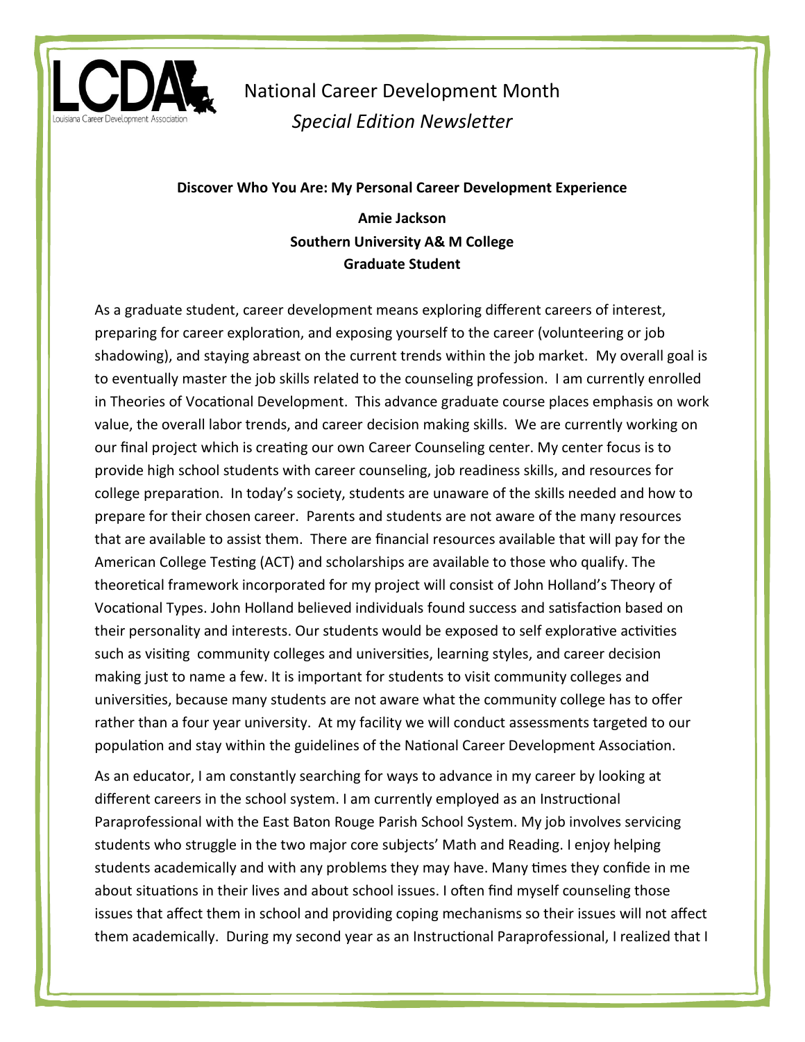National Career Development Month
*Special Edition Newsletter*

**Discover Who You Are: My Personal Career Development Experience**

**Amie Jackson**
**Southern University A& M College**
**Graduate Student**

As a graduate student, career development means exploring different careers of interest, preparing for career exploration, and exposing yourself to the career (volunteering or job shadowing), and staying abreast on the current trends within the job market. My overall goal is to eventually master the job skills related to the counseling profession. I am currently enrolled in Theories of Vocational Development. This advance graduate course places emphasis on work value, the overall labor trends, and career decision making skills. We are currently working on our final project which is creating our own Career Counseling center. My center focus is to provide high school students with career counseling, job readiness skills, and resources for college preparation. In today's society, students are unaware of the skills needed and how to prepare for their chosen career. Parents and students are not aware of the many resources that are available to assist them. There are financial resources available that will pay for the American College Testing (ACT) and scholarships are available to those who qualify. The theoretical framework incorporated for my project will consist of John Holland's Theory of Vocational Types. John Holland believed individuals found success and satisfaction based on their personality and interests. Our students would be exposed to self explorative activities such as visiting community colleges and universities, learning styles, and career decision making just to name a few. It is important for students to visit community colleges and universities, because many students are not aware what the community college has to offer rather than a four year university. At my facility we will conduct assessments targeted to our population and stay within the guidelines of the National Career Development Association.

As an educator, I am constantly searching for ways to advance in my career by looking at different careers in the school system. I am currently employed as an Instructional Paraprofessional with the East Baton Rouge Parish School System. My job involves servicing students who struggle in the two major core subjects' Math and Reading. I enjoy helping students academically and with any problems they may have. Many times they confide in me about situations in their lives and about school issues. I often find myself counseling those issues that affect them in school and providing coping mechanisms so their issues will not affect them academically. During my second year as an Instructional Paraprofessional, I realized that I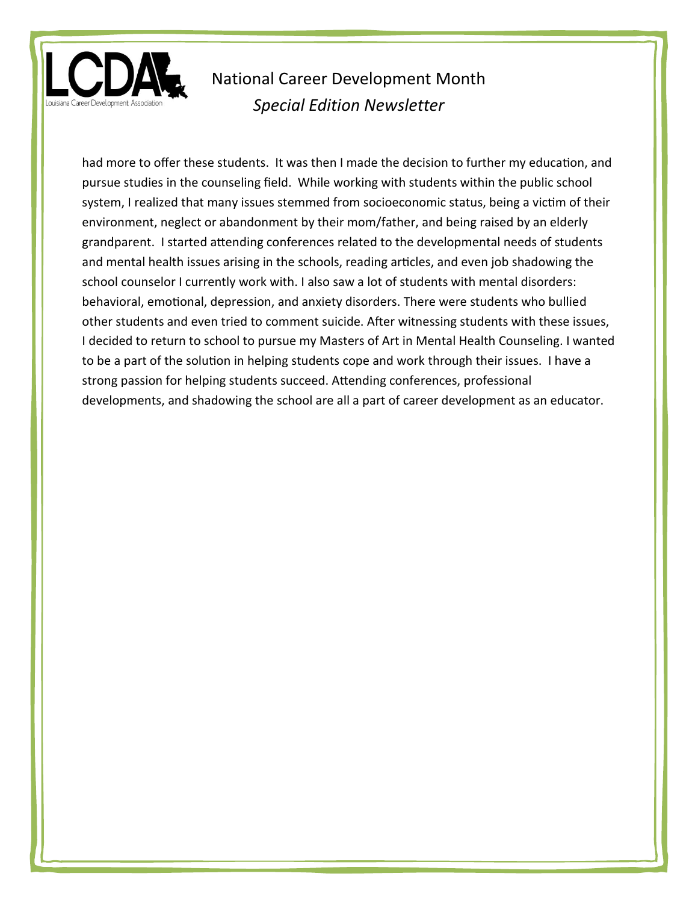had more to offer these students. It was then I made the decision to further my education, and pursue studies in the counseling field. While working with students within the public school system, I realized that many issues stemmed from socioeconomic status, being a victim of their environment, neglect or abandonment by their mom/father, and being raised by an elderly grandparent. I started attending conferences related to the developmental needs of students and mental health issues arising in the schools, reading articles, and even job shadowing the school counselor I currently work with. I also saw a lot of students with mental disorders: behavioral, emotional, depression, and anxiety disorders. There were students who bullied other students and even tried to comment suicide. After witnessing students with these issues, I decided to return to school to pursue my Masters of Art in Mental Health Counseling. I wanted to be a part of the solution in helping students cope and work through their issues. I have a strong passion for helping students succeed. Attending conferences, professional developments, and shadowing the school are all a part of career development as an educator.